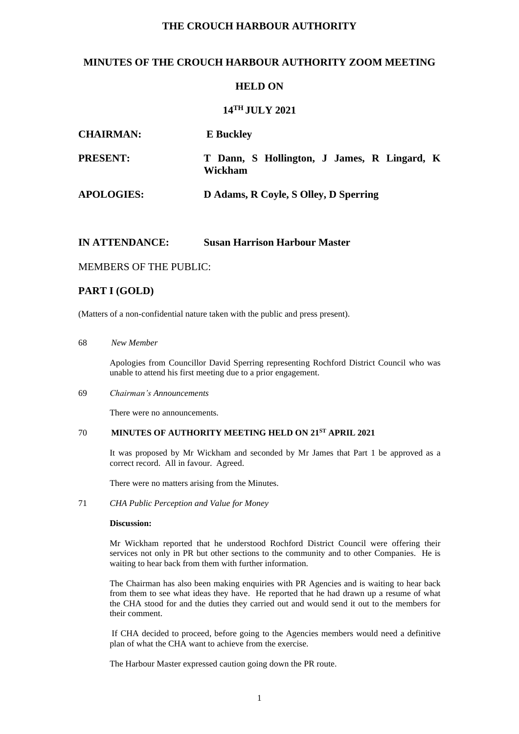# THE CROUCH HARBOUR AUTHORITY

## MINUTES OF THE CROUCH HARBOUR AUTHORITY ZOOM MEETING

## HELD ON

## 14TH JULY 2021

| | |
|---|---|
| **CHAIRMAN:** | **E Buckley** |
| **PRESENT:** | **T Dann, S Hollington, J James, R Lingard, K Wickham** |
| **APOLOGIES:** | **D Adams, R Coyle, S Olley, D Sperring** |

**IN ATTENDANCE:** **Susan Harrison Harbour Master**

MEMBERS OF THE PUBLIC:

## PART I (GOLD)

(Matters of a non-confidential nature taken with the public and press present).

68 *New Member*

Apologies from Councillor David Sperring representing Rochford District Council who was unable to attend his first meeting due to a prior engagement.

69 *Chairman's Announcements*

There were no announcements.

70 **MINUTES OF AUTHORITY MEETING HELD ON 21ST APRIL 2021**

It was proposed by Mr Wickham and seconded by Mr James that Part 1 be approved as a correct record. All in favour. Agreed.

There were no matters arising from the Minutes.

71 *CHA Public Perception and Value for Money*

**Discussion:**

Mr Wickham reported that he understood Rochford District Council were offering their services not only in PR but other sections to the community and to other Companies. He is waiting to hear back from them with further information.

The Chairman has also been making enquiries with PR Agencies and is waiting to hear back from them to see what ideas they have. He reported that he had drawn up a resume of what the CHA stood for and the duties they carried out and would send it out to the members for their comment.

If CHA decided to proceed, before going to the Agencies members would need a definitive plan of what the CHA want to achieve from the exercise.

The Harbour Master expressed caution going down the PR route.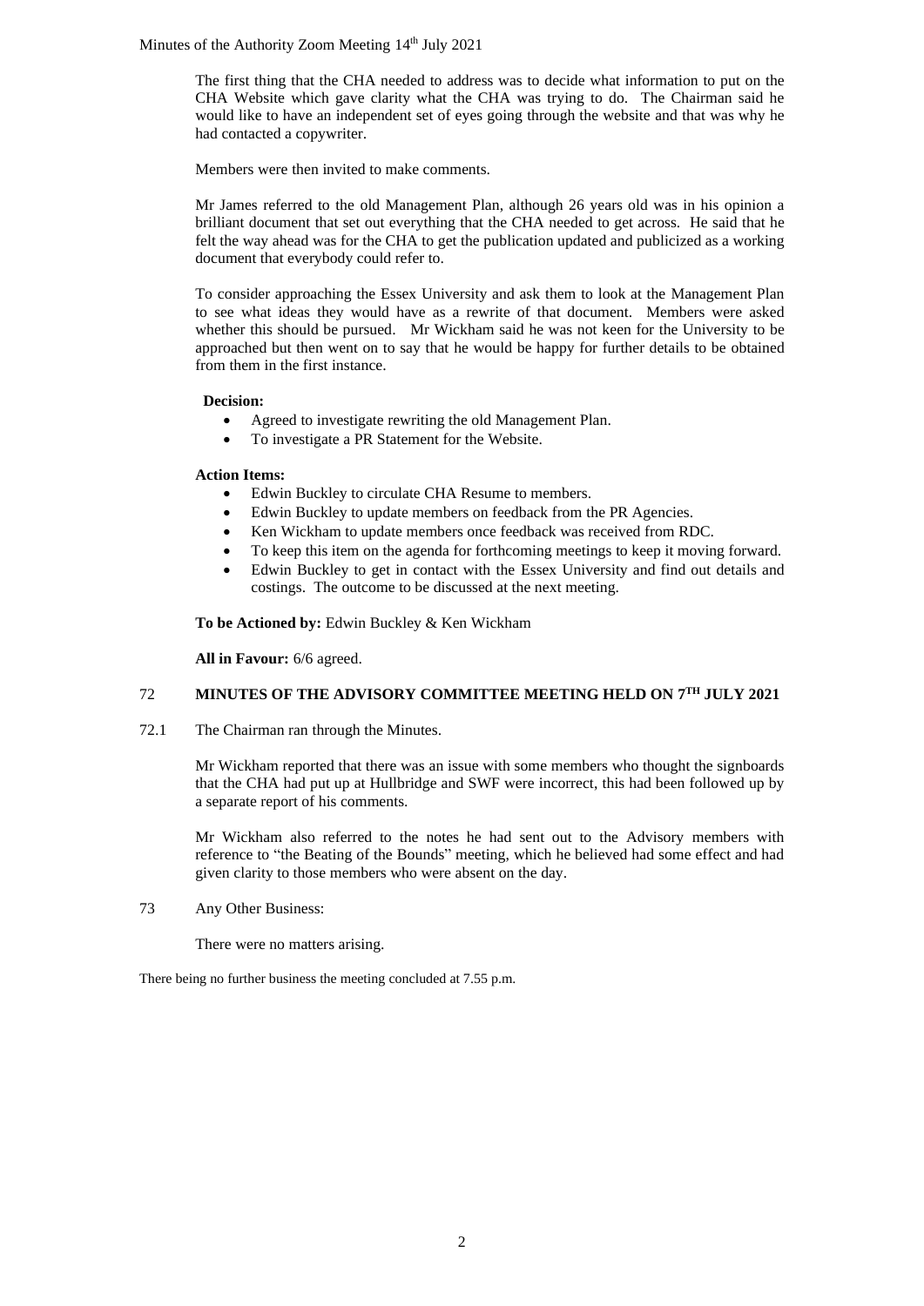The first thing that the CHA needed to address was to decide what information to put on the CHA Website which gave clarity what the CHA was trying to do. The Chairman said he would like to have an independent set of eyes going through the website and that was why he had contacted a copywriter.

Members were then invited to make comments.

Mr James referred to the old Management Plan, although 26 years old was in his opinion a brilliant document that set out everything that the CHA needed to get across. He said that he felt the way ahead was for the CHA to get the publication updated and publicized as a working document that everybody could refer to.

To consider approaching the Essex University and ask them to look at the Management Plan to see what ideas they would have as a rewrite of that document. Members were asked whether this should be pursued. Mr Wickham said he was not keen for the University to be approached but then went on to say that he would be happy for further details to be obtained from them in the first instance.

**Decision:**

- Agreed to investigate rewriting the old Management Plan.
- To investigate a PR Statement for the Website.

**Action Items:**

- Edwin Buckley to circulate CHA Resume to members.
- Edwin Buckley to update members on feedback from the PR Agencies.
- Ken Wickham to update members once feedback was received from RDC.
- To keep this item on the agenda for forthcoming meetings to keep it moving forward.
- Edwin Buckley to get in contact with the Essex University and find out details and costings. The outcome to be discussed at the next meeting.

**To be Actioned by:** Edwin Buckley & Ken Wickham

**All in Favour:** 6/6 agreed.

## 72 MINUTES OF THE ADVISORY COMMITTEE MEETING HELD ON 7TH JULY 2021

72.1 The Chairman ran through the Minutes.

Mr Wickham reported that there was an issue with some members who thought the signboards that the CHA had put up at Hullbridge and SWF were incorrect, this had been followed up by a separate report of his comments.

Mr Wickham also referred to the notes he had sent out to the Advisory members with reference to "the Beating of the Bounds" meeting, which he believed had some effect and had given clarity to those members who were absent on the day.

73 Any Other Business:

There were no matters arising.

There being no further business the meeting concluded at 7.55 p.m.